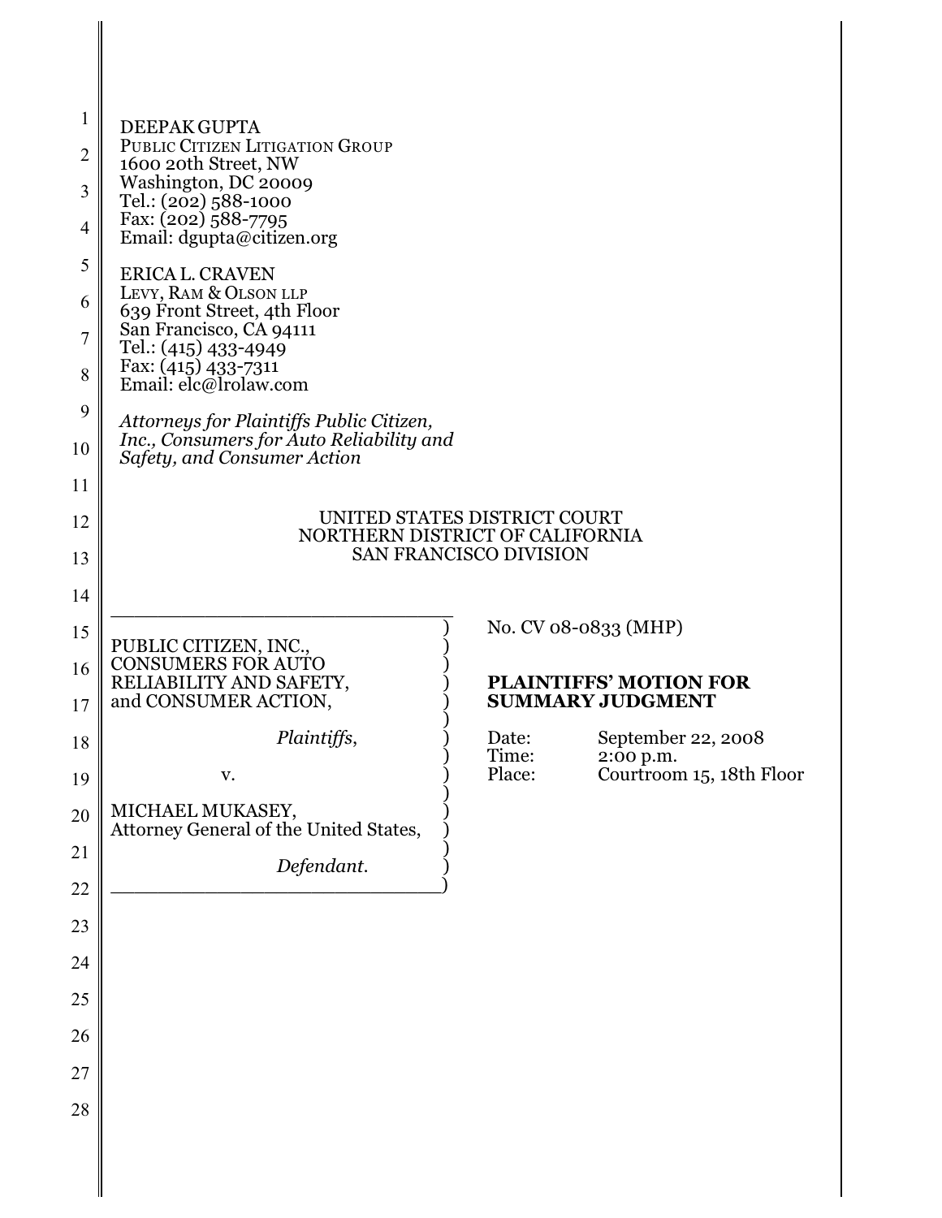DEEPAK GUPTA
PUBLIC CITIZEN LITIGATION GROUP
1600 20th Street, NW
Washington, DC 20009
Tel.: (202) 588-1000
Fax: (202) 588-7795
Email: dgupta@citizen.org

ERICA L. CRAVEN
LEVY, RAM & OLSON LLP
639 Front Street, 4th Floor
San Francisco, CA 94111
Tel.: (415) 433-4949
Fax: (415) 433-7311
Email: elc@lrolaw.com

*Attorneys for Plaintiffs Public Citizen, Inc., Consumers for Auto Reliability and Safety, and Consumer Action*

UNITED STATES DISTRICT COURT
NORTHERN DISTRICT OF CALIFORNIA
SAN FRANCISCO DIVISION

PUBLIC CITIZEN, INC., CONSUMERS FOR AUTO RELIABILITY AND SAFETY, and CONSUMER ACTION,

*Plaintiffs*,

v.

MICHAEL MUKASEY, Attorney General of the United States,

*Defendant*.

No. CV 08-0833 (MHP)

**PLAINTIFFS' MOTION FOR SUMMARY JUDGMENT**

Date: September 22, 2008
Time: 2:00 p.m.
Place: Courtroom 15, 18th Floor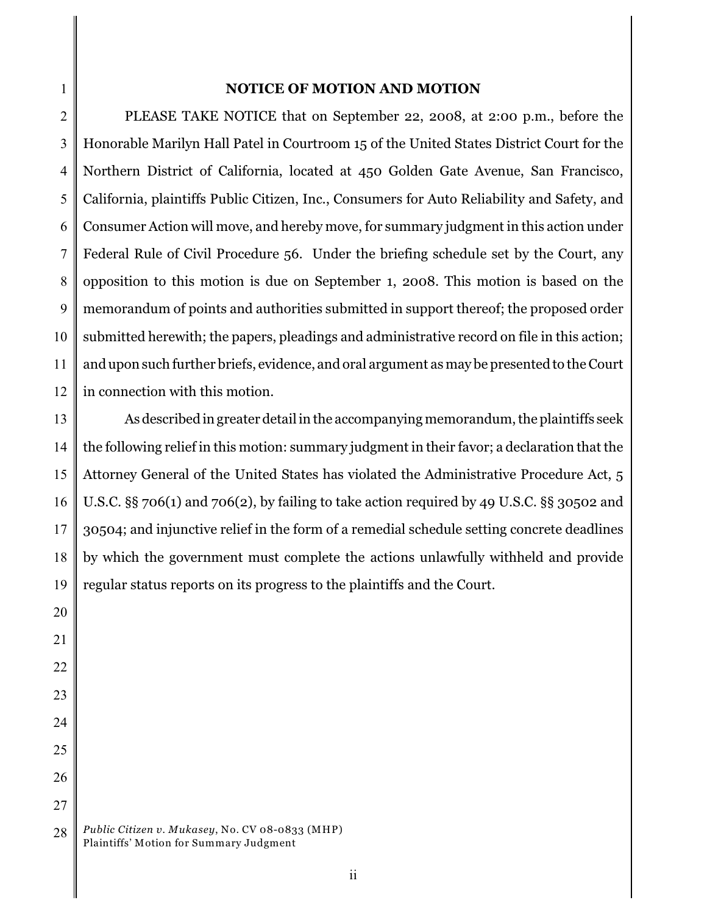## NOTICE OF MOTION AND MOTION

PLEASE TAKE NOTICE that on September 22, 2008, at 2:00 p.m., before the Honorable Marilyn Hall Patel in Courtroom 15 of the United States District Court for the Northern District of California, located at 450 Golden Gate Avenue, San Francisco, California, plaintiffs Public Citizen, Inc., Consumers for Auto Reliability and Safety, and Consumer Action will move, and hereby move, for summary judgment in this action under Federal Rule of Civil Procedure 56. Under the briefing schedule set by the Court, any opposition to this motion is due on September 1, 2008. This motion is based on the memorandum of points and authorities submitted in support thereof; the proposed order submitted herewith; the papers, pleadings and administrative record on file in this action; and upon such further briefs, evidence, and oral argument as may be presented to the Court in connection with this motion.

As described in greater detail in the accompanying memorandum, the plaintiffs seek the following relief in this motion: summary judgment in their favor; a declaration that the Attorney General of the United States has violated the Administrative Procedure Act, 5 U.S.C. §§ 706(1) and 706(2), by failing to take action required by 49 U.S.C. §§ 30502 and 30504; and injunctive relief in the form of a remedial schedule setting concrete deadlines by which the government must complete the actions unlawfully withheld and provide regular status reports on its progress to the plaintiffs and the Court.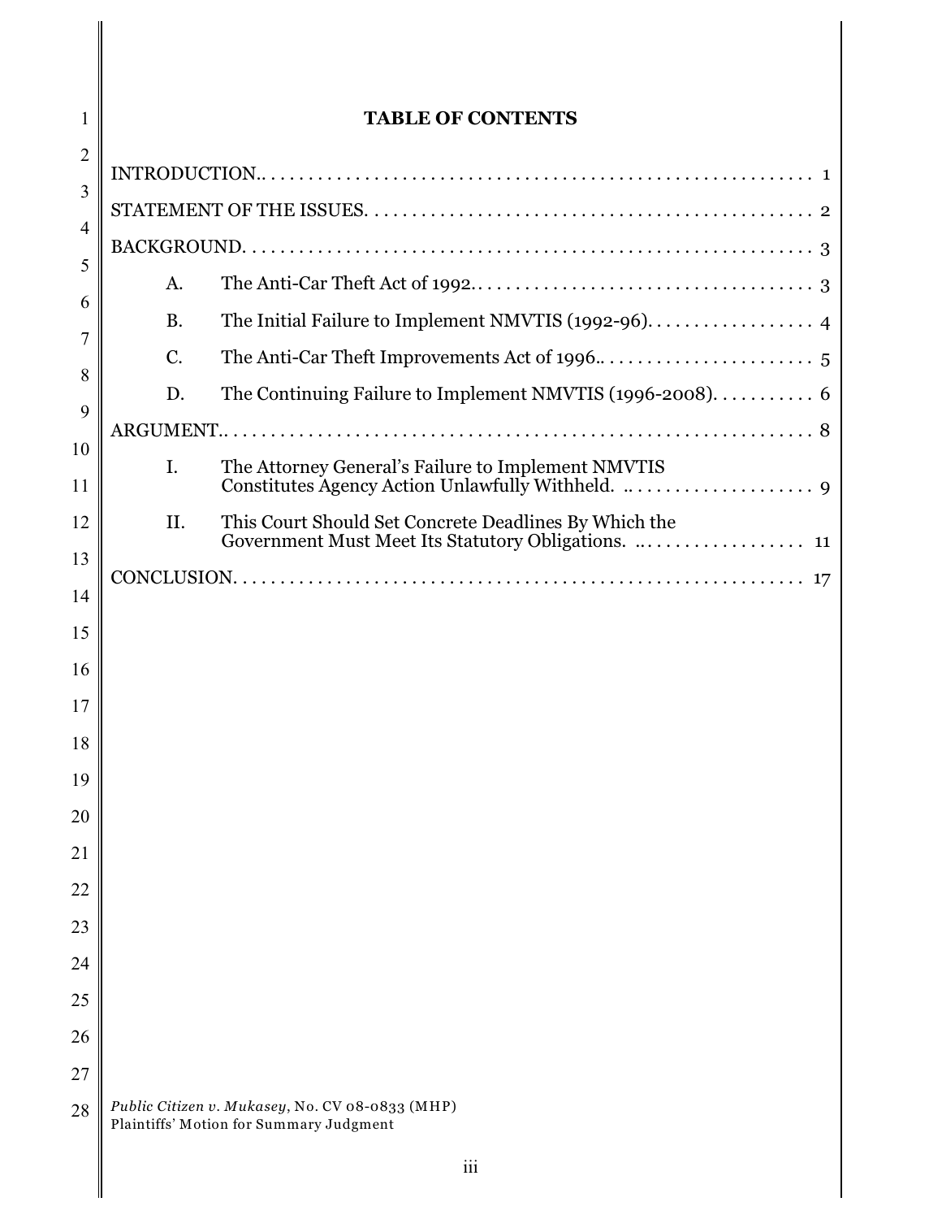# TABLE OF CONTENTS

INTRODUCTION.. . . . . . . . . . . . . . . . . . . . . . . . . . . . . . . . . . . . . . . . . . . . . . . . . . . . . . . . 1

STATEMENT OF THE ISSUES. . . . . . . . . . . . . . . . . . . . . . . . . . . . . . . . . . . . . . . . . . . . . . . 2

BACKGROUND. . . . . . . . . . . . . . . . . . . . . . . . . . . . . . . . . . . . . . . . . . . . . . . . . . . . . . . . . 3

- A. The Anti-Car Theft Act of 1992.. . . . . . . . . . . . . . . . . . . . . . . . . . . . . . . . . . . 3
- B. The Initial Failure to Implement NMVTIS (1992-96). . . . . . . . . . . . . . . . . . 4
- C. The Anti-Car Theft Improvements Act of 1996.. . . . . . . . . . . . . . . . . . . . . . 5
- D. The Continuing Failure to Implement NMVTIS (1996-2008). . . . . . . . . . . 6

ARGUMENT.. . . . . . . . . . . . . . . . . . . . . . . . . . . . . . . . . . . . . . . . . . . . . . . . . . . . . . . . . . . 8

- I. The Attorney General's Failure to Implement NMVTIS Constitutes Agency Action Unlawfully Withheld. .. . . . . . . . . . . . . . . . . . . . 9
- II. This Court Should Set Concrete Deadlines By Which the Government Must Meet Its Statutory Obligations. .. . . . . . . . . . . . . . . . . 11

CONCLUSION. . . . . . . . . . . . . . . . . . . . . . . . . . . . . . . . . . . . . . . . . . . . . . . . . . . . . . . . . . . 17

*Public Citizen v. Mukasey*, No. CV 08-0833 (MHP)
Plaintiffs' Motion for Summary Judgment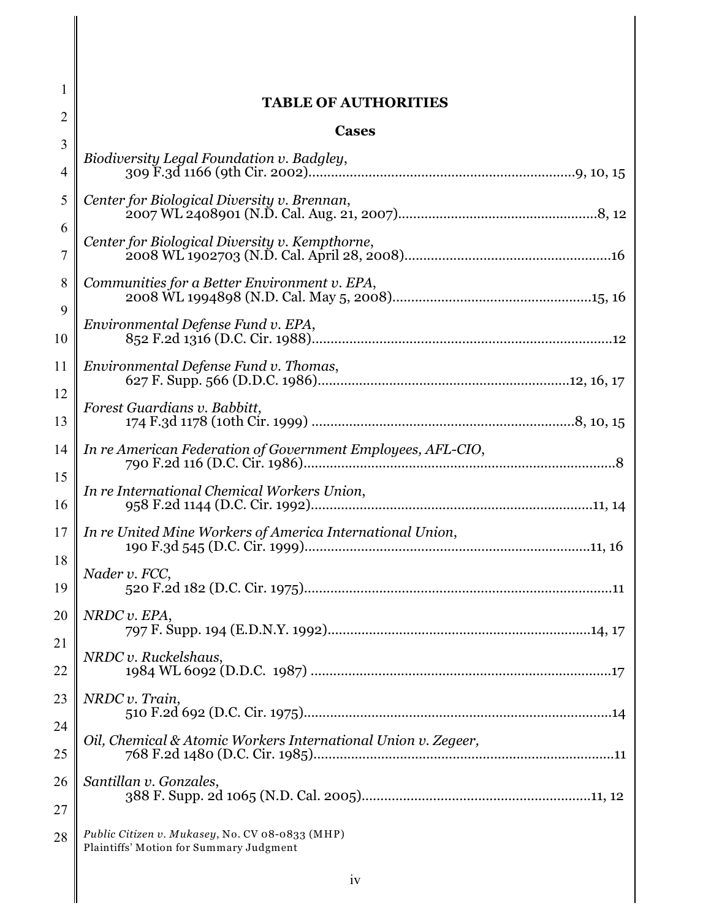# TABLE OF AUTHORITIES

## Cases

*Biodiversity Legal Foundation v. Badgley*,
309 F.3d 1166 (9th Cir. 2002)....................................................................9, 10, 15

*Center for Biological Diversity v. Brennan*,
2007 WL 2408901 (N.D. Cal. Aug. 21, 2007)...................................................8, 12

*Center for Biological Diversity v. Kempthorne*,
2008 WL 1902703 (N.D. Cal. April 28, 2008)......................................................16

*Communities for a Better Environment v. EPA*,
2008 WL 1994898 (N.D. Cal. May 5, 2008)....................................................15, 16

*Environmental Defense Fund v. EPA*,
852 F.2d 1316 (D.C. Cir. 1988)...............................................................................12

*Environmental Defense Fund v. Thomas*,
627 F. Supp. 566 (D.D.C. 1986)..................................................................12, 16, 17

*Forest Guardians v. Babbitt*,
174 F.3d 1178 (10th Cir. 1999) ....................................................................8, 10, 15

*In re American Federation of Government Employees, AFL-CIO*,
790 F.2d 116 (D.C. Cir. 1986)..................................................................................8

*In re International Chemical Workers Union*,
958 F.2d 1144 (D.C. Cir. 1992)..........................................................................11, 14

*In re United Mine Workers of America International Union*,
190 F.3d 545 (D.C. Cir. 1999)...........................................................................11, 16

*Nader v. FCC*,
520 F.2d 182 (D.C. Cir. 1975).................................................................................11

*NRDC v. EPA*,
797 F. Supp. 194 (E.D.N.Y. 1992).....................................................................14, 17

*NRDC v. Ruckelshaus*,
1984 WL 6092 (D.D.C. 1987) ..............................................................................17

*NRDC v. Train*,
510 F.2d 692 (D.C. Cir. 1975)................................................................................14

*Oil, Chemical & Atomic Workers International Union v. Zegeer*,
768 F.2d 1480 (D.C. Cir. 1985)..............................................................................11

*Santillan v. Gonzales*,
388 F. Supp. 2d 1065 (N.D. Cal. 2005)............................................................11, 12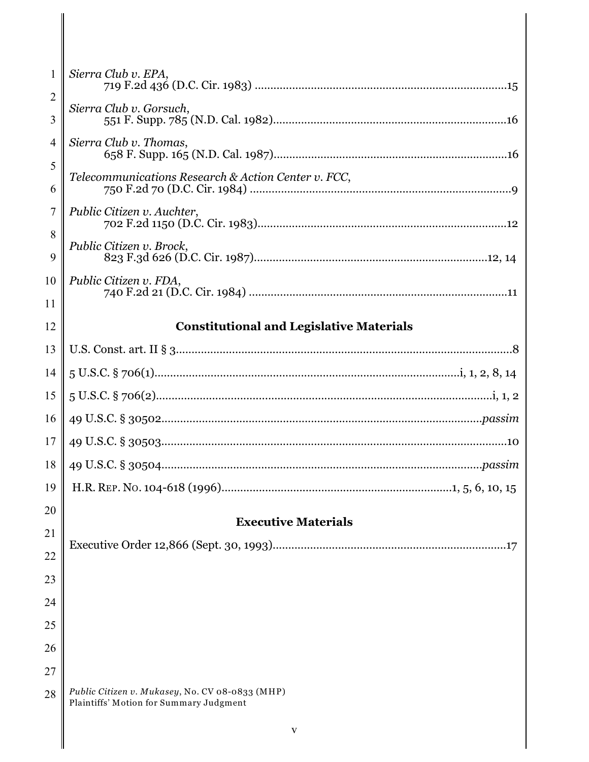*Sierra Club v. EPA*,
719 F.2d 436 (D.C. Cir. 1983) ....................................................................................15

*Sierra Club v. Gorsuch*,
551 F. Supp. 785 (N.D. Cal. 1982)..............................................................................16

*Sierra Club v. Thomas*,
658 F. Supp. 165 (N.D. Cal. 1987)..............................................................................16

*Telecommunications Research & Action Center v. FCC*,
750 F.2d 70 (D.C. Cir. 1984) ........................................................................................9

*Public Citizen v. Auchter*,
702 F.2d 1150 (D.C. Cir. 1983)....................................................................................12

*Public Citizen v. Brock*,
823 F.3d 626 (D.C. Cir. 1987)..............................................................................12, 14

*Public Citizen v. FDA*,
740 F.2d 21 (D.C. Cir. 1984) .......................................................................................11

**Constitutional and Legislative Materials**

U.S. Const. art. II § 3...........................................................................................................8

5 U.S.C. § 706(1)...................................................................................................i, 1, 2, 8, 14

5 U.S.C. § 706(2)..............................................................................................................i, 1, 2

49 U.S.C. § 30502.....................................................................................................*passim*

49 U.S.C. § 30503..............................................................................................................10

49 U.S.C. § 30504.....................................................................................................*passim*

H.R. Rep. No. 104-618 (1996)...........................................................................1, 5, 6, 10, 15

**Executive Materials**

Executive Order 12,866 (Sept. 30, 1993)...........................................................................17

*Public Citizen v. Mukasey*, No. CV 08-0833 (MHP)
Plaintiffs' Motion for Summary Judgment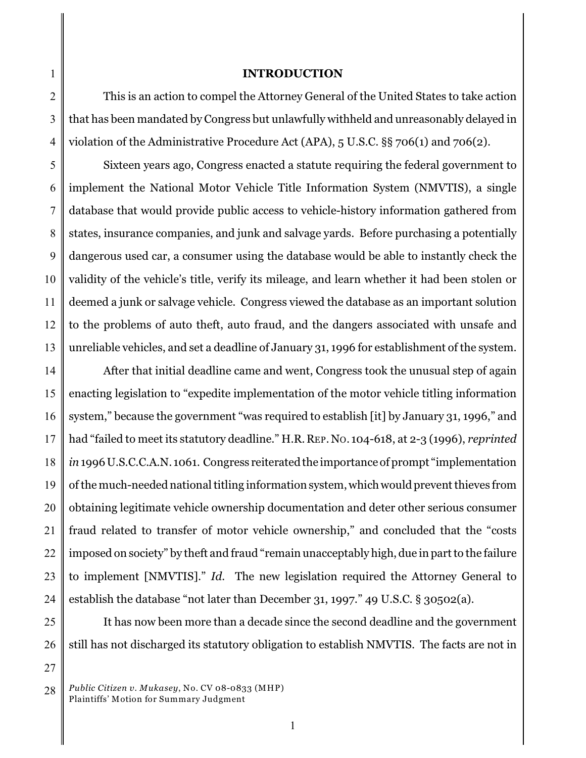## INTRODUCTION

This is an action to compel the Attorney General of the United States to take action that has been mandated by Congress but unlawfully withheld and unreasonably delayed in violation of the Administrative Procedure Act (APA), 5 U.S.C. §§ 706(1) and 706(2).

Sixteen years ago, Congress enacted a statute requiring the federal government to implement the National Motor Vehicle Title Information System (NMVTIS), a single database that would provide public access to vehicle-history information gathered from states, insurance companies, and junk and salvage yards. Before purchasing a potentially dangerous used car, a consumer using the database would be able to instantly check the validity of the vehicle's title, verify its mileage, and learn whether it had been stolen or deemed a junk or salvage vehicle. Congress viewed the database as an important solution to the problems of auto theft, auto fraud, and the dangers associated with unsafe and unreliable vehicles, and set a deadline of January 31, 1996 for establishment of the system.

After that initial deadline came and went, Congress took the unusual step of again enacting legislation to "expedite implementation of the motor vehicle titling information system," because the government "was required to establish [it] by January 31, 1996," and had "failed to meet its statutory deadline." H.R. REP. NO. 104-618, at 2-3 (1996), *reprinted in* 1996 U.S.C.C.A.N. 1061. Congress reiterated the importance of prompt "implementation of the much-needed national titling information system, which would prevent thieves from obtaining legitimate vehicle ownership documentation and deter other serious consumer fraud related to transfer of motor vehicle ownership," and concluded that the "costs imposed on society" by theft and fraud "remain unacceptably high, due in part to the failure to implement [NMVTIS]." *Id.* The new legislation required the Attorney General to establish the database "not later than December 31, 1997." 49 U.S.C. § 30502(a).

It has now been more than a decade since the second deadline and the government still has not discharged its statutory obligation to establish NMVTIS. The facts are not in

*Public Citizen v. Mukasey*, No. CV 08-0833 (MHP)
Plaintiffs' Motion for Summary Judgment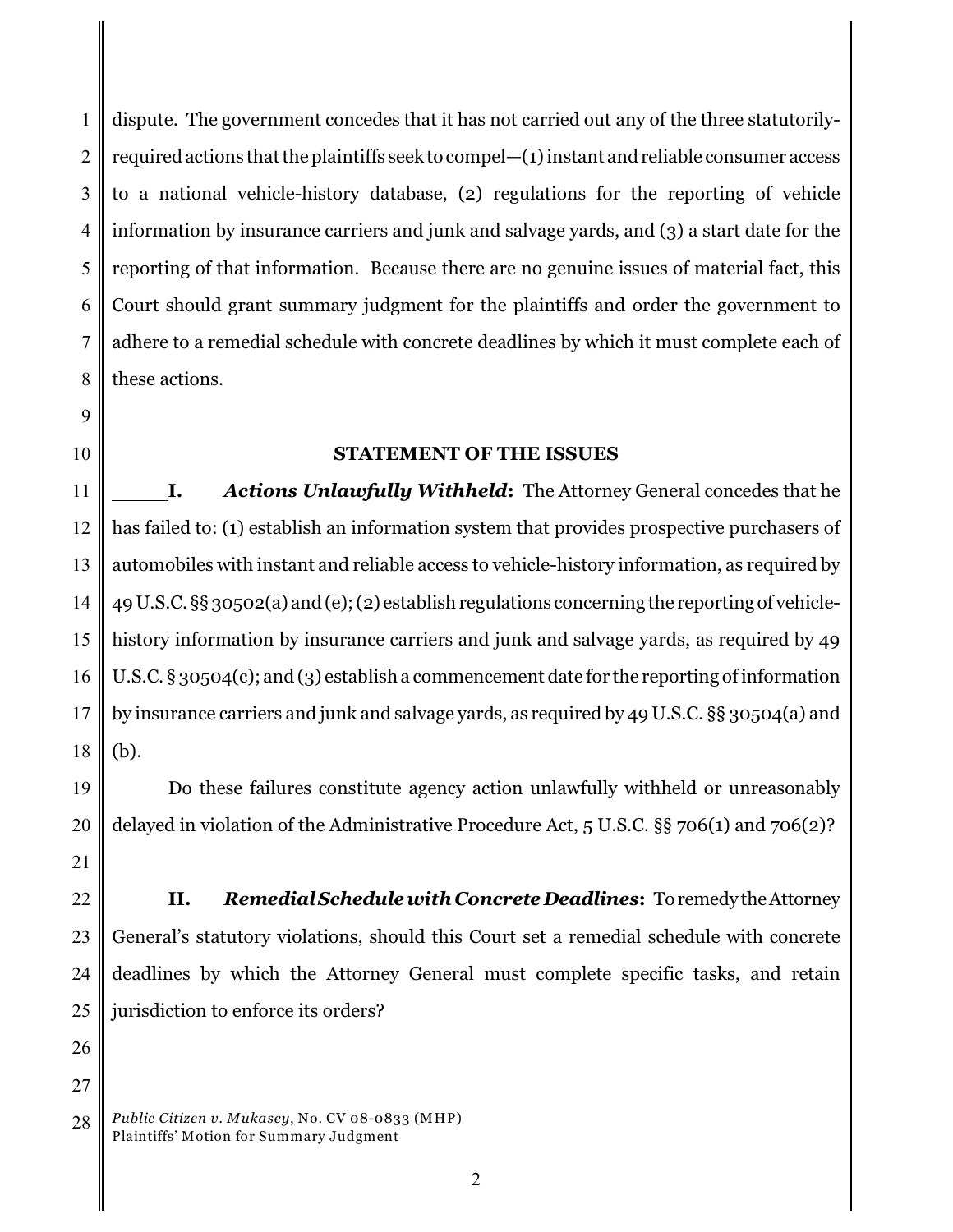dispute. The government concedes that it has not carried out any of the three statutorily-required actions that the plaintiffs seek to compel—(1) instant and reliable consumer access to a national vehicle-history database, (2) regulations for the reporting of vehicle information by insurance carriers and junk and salvage yards, and (3) a start date for the reporting of that information. Because there are no genuine issues of material fact, this Court should grant summary judgment for the plaintiffs and order the government to adhere to a remedial schedule with concrete deadlines by which it must complete each of these actions.

## STATEMENT OF THE ISSUES

**I.** ***Actions Unlawfully Withheld*:** The Attorney General concedes that he has failed to: (1) establish an information system that provides prospective purchasers of automobiles with instant and reliable access to vehicle-history information, as required by 49 U.S.C. §§ 30502(a) and (e); (2) establish regulations concerning the reporting of vehicle-history information by insurance carriers and junk and salvage yards, as required by 49 U.S.C. § 30504(c); and (3) establish a commencement date for the reporting of information by insurance carriers and junk and salvage yards, as required by 49 U.S.C. §§ 30504(a) and (b).

Do these failures constitute agency action unlawfully withheld or unreasonably delayed in violation of the Administrative Procedure Act, 5 U.S.C. §§ 706(1) and 706(2)?

**II.** ***Remedial Schedule with Concrete Deadlines*:** To remedy the Attorney General's statutory violations, should this Court set a remedial schedule with concrete deadlines by which the Attorney General must complete specific tasks, and retain jurisdiction to enforce its orders?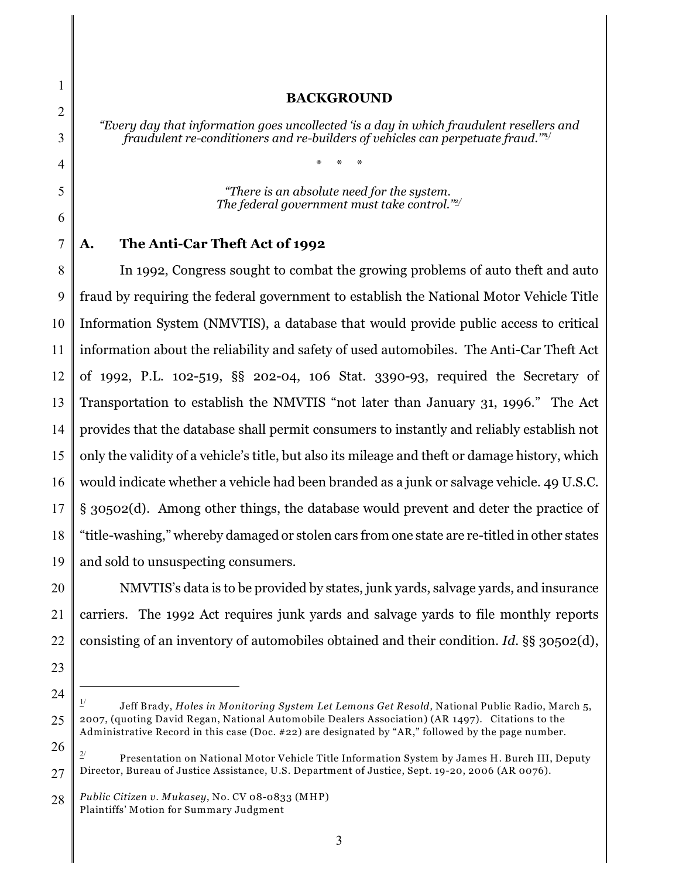## BACKGROUND

*"Every day that information goes uncollected 'is a day in which fraudulent resellers and fraudulent re-conditioners and re-builders of vehicles can perpetuate fraud.'"*[1]

\* \* \*

*"There is an absolute need for the system. The federal government must take control."*[2]

### A. The Anti-Car Theft Act of 1992

In 1992, Congress sought to combat the growing problems of auto theft and auto fraud by requiring the federal government to establish the National Motor Vehicle Title Information System (NMVTIS), a database that would provide public access to critical information about the reliability and safety of used automobiles. The Anti-Car Theft Act of 1992, P.L. 102-519, §§ 202-04, 106 Stat. 3390-93, required the Secretary of Transportation to establish the NMVTIS "not later than January 31, 1996." The Act provides that the database shall permit consumers to instantly and reliably establish not only the validity of a vehicle's title, but also its mileage and theft or damage history, which would indicate whether a vehicle had been branded as a junk or salvage vehicle. 49 U.S.C. § 30502(d). Among other things, the database would prevent and deter the practice of "title-washing," whereby damaged or stolen cars from one state are re-titled in other states and sold to unsuspecting consumers.

NMVTIS's data is to be provided by states, junk yards, salvage yards, and insurance carriers. The 1992 Act requires junk yards and salvage yards to file monthly reports consisting of an inventory of automobiles obtained and their condition. *Id.* §§ 30502(d),

---

[1] Jeff Brady, *Holes in Monitoring System Let Lemons Get Resold,* National Public Radio, March 5, 2007, (quoting David Regan, National Automobile Dealers Association) (AR 1497). Citations to the Administrative Record in this case (Doc. #22) are designated by "AR," followed by the page number.

[2] Presentation on National Motor Vehicle Title Information System by James H. Burch III, Deputy Director, Bureau of Justice Assistance, U.S. Department of Justice, Sept. 19-20, 2006 (AR 0076).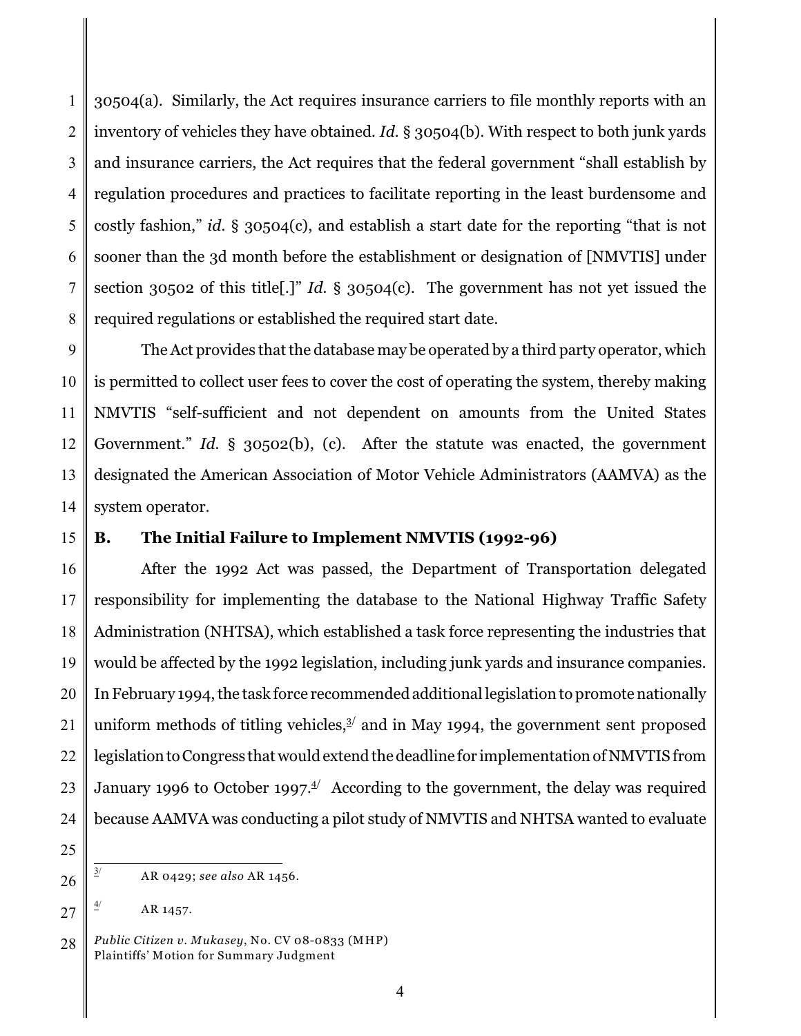30504(a). Similarly, the Act requires insurance carriers to file monthly reports with an inventory of vehicles they have obtained. *Id.* § 30504(b). With respect to both junk yards and insurance carriers, the Act requires that the federal government "shall establish by regulation procedures and practices to facilitate reporting in the least burdensome and costly fashion," *id.* § 30504(c), and establish a start date for the reporting "that is not sooner than the 3d month before the establishment or designation of [NMVTIS] under section 30502 of this title[.]" *Id.* § 30504(c). The government has not yet issued the required regulations or established the required start date.

The Act provides that the database may be operated by a third party operator, which is permitted to collect user fees to cover the cost of operating the system, thereby making NMVTIS "self-sufficient and not dependent on amounts from the United States Government." *Id.* § 30502(b), (c). After the statute was enacted, the government designated the American Association of Motor Vehicle Administrators (AAMVA) as the system operator.

**B. The Initial Failure to Implement NMVTIS (1992-96)**

After the 1992 Act was passed, the Department of Transportation delegated responsibility for implementing the database to the National Highway Traffic Safety Administration (NHTSA), which established a task force representing the industries that would be affected by the 1992 legislation, including junk yards and insurance companies. In February 1994, the task force recommended additional legislation to promote nationally uniform methods of titling vehicles,[3] and in May 1994, the government sent proposed legislation to Congress that would extend the deadline for implementation of NMVTIS from January 1996 to October 1997.[4] According to the government, the delay was required because AAMVA was conducting a pilot study of NMVTIS and NHTSA wanted to evaluate

---

[3] AR 0429; *see also* AR 1456.

[4] AR 1457.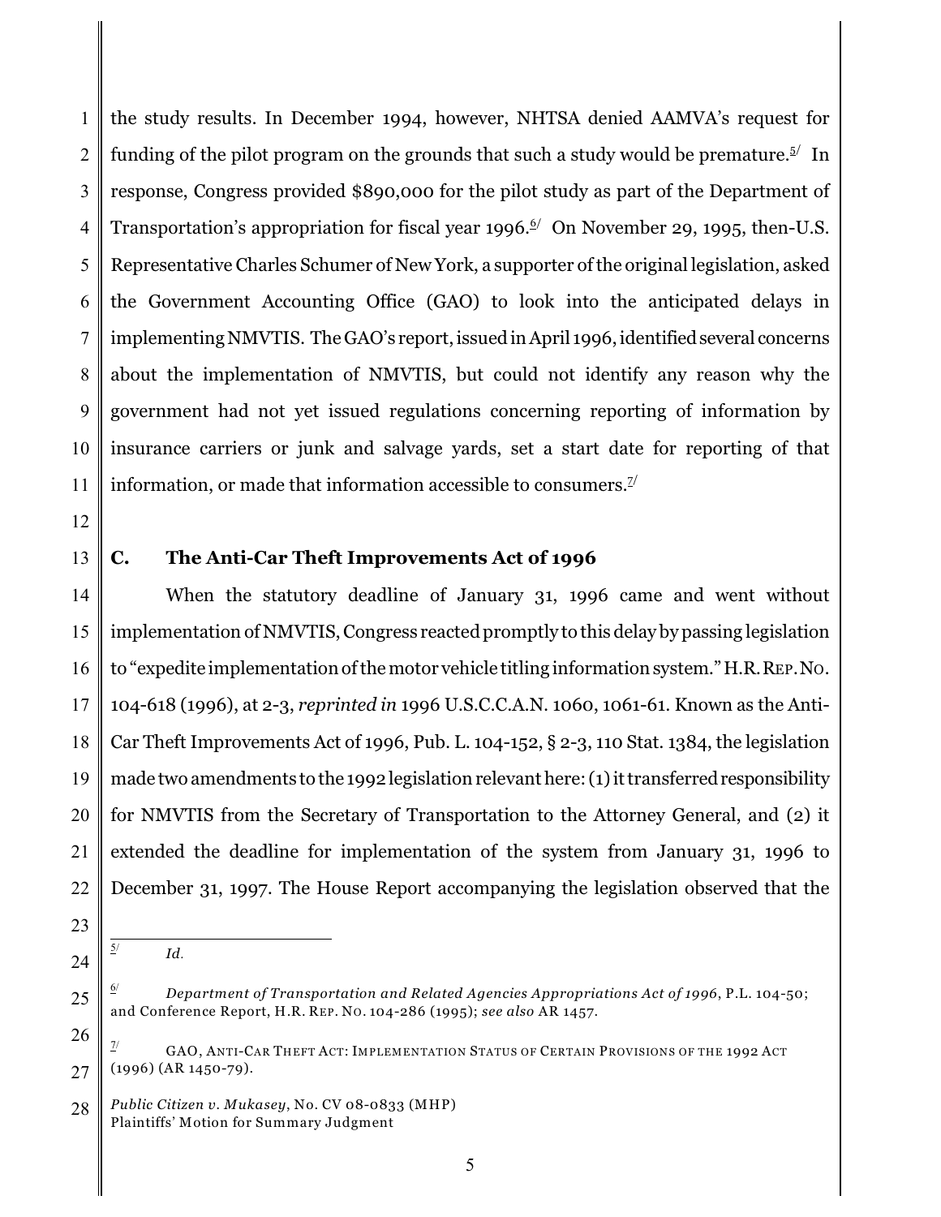the study results. In December 1994, however, NHTSA denied AAMVA's request for funding of the pilot program on the grounds that such a study would be premature.[5] In response, Congress provided $890,000 for the pilot study as part of the Department of Transportation's appropriation for fiscal year 1996.[6] On November 29, 1995, then-U.S. Representative Charles Schumer of New York, a supporter of the original legislation, asked the Government Accounting Office (GAO) to look into the anticipated delays in implementing NMVTIS. The GAO's report, issued in April 1996, identified several concerns about the implementation of NMVTIS, but could not identify any reason why the government had not yet issued regulations concerning reporting of information by insurance carriers or junk and salvage yards, set a start date for reporting of that information, or made that information accessible to consumers.[7]

### C. The Anti-Car Theft Improvements Act of 1996

When the statutory deadline of January 31, 1996 came and went without implementation of NMVTIS, Congress reacted promptly to this delay by passing legislation to "expedite implementation of the motor vehicle titling information system." H.R. REP. NO. 104-618 (1996), at 2-3, *reprinted in* 1996 U.S.C.C.A.N. 1060, 1061-61. Known as the Anti-Car Theft Improvements Act of 1996, Pub. L. 104-152, § 2-3, 110 Stat. 1384, the legislation made two amendments to the 1992 legislation relevant here: (1) it transferred responsibility for NMVTIS from the Secretary of Transportation to the Attorney General, and (2) it extended the deadline for implementation of the system from January 31, 1996 to December 31, 1997. The House Report accompanying the legislation observed that the

---

[5] *Id.*

[6] *Department of Transportation and Related Agencies Appropriations Act of 1996*, P.L. 104-50; and Conference Report, H.R. REP. NO. 104-286 (1995); *see also* AR 1457.

[7] GAO, ANTI-CAR THEFT ACT: IMPLEMENTATION STATUS OF CERTAIN PROVISIONS OF THE 1992 ACT (1996) (AR 1450-79).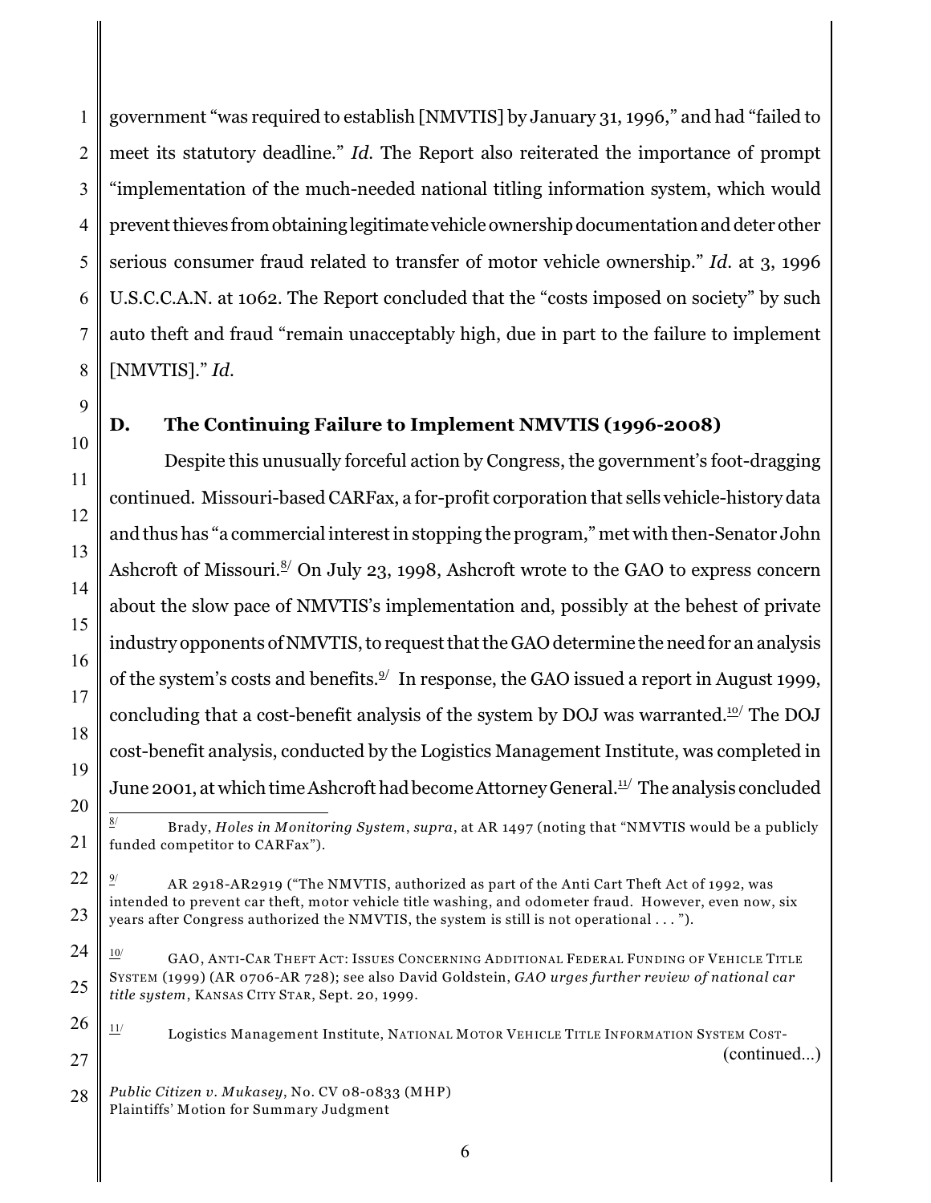government "was required to establish [NMVTIS] by January 31, 1996," and had "failed to meet its statutory deadline." *Id.* The Report also reiterated the importance of prompt "implementation of the much-needed national titling information system, which would prevent thieves from obtaining legitimate vehicle ownership documentation and deter other serious consumer fraud related to transfer of motor vehicle ownership." *Id.* at 3, 1996 U.S.C.C.A.N. at 1062. The Report concluded that the "costs imposed on society" by such auto theft and fraud "remain unacceptably high, due in part to the failure to implement [NMVTIS]." *Id.*

### D. The Continuing Failure to Implement NMVTIS (1996-2008)

Despite this unusually forceful action by Congress, the government's foot-dragging continued. Missouri-based CARFax, a for-profit corporation that sells vehicle-history data and thus has "a commercial interest in stopping the program," met with then-Senator John Ashcroft of Missouri.[8] On July 23, 1998, Ashcroft wrote to the GAO to express concern about the slow pace of NMVTIS's implementation and, possibly at the behest of private industry opponents of NMVTIS, to request that the GAO determine the need for an analysis of the system's costs and benefits.[9] In response, the GAO issued a report in August 1999, concluding that a cost-benefit analysis of the system by DOJ was warranted.[10] The DOJ cost-benefit analysis, conducted by the Logistics Management Institute, was completed in June 2001, at which time Ashcroft had become Attorney General.[11] The analysis concluded

---

[8] Brady, *Holes in Monitoring System*, *supra*, at AR 1497 (noting that "NMVTIS would be a publicly funded competitor to CARFax").

[9] AR 2918-AR2919 ("The NMVTIS, authorized as part of the Anti Cart Theft Act of 1992, was intended to prevent car theft, motor vehicle title washing, and odometer fraud. However, even now, six years after Congress authorized the NMVTIS, the system is still is not operational . . . ").

[10] GAO, ANTI-CAR THEFT ACT: ISSUES CONCERNING ADDITIONAL FEDERAL FUNDING OF VEHICLE TITLE SYSTEM (1999) (AR 0706-AR 728); see also David Goldstein, *GAO urges further review of national car title system*, KANSAS CITY STAR, Sept. 20, 1999.

[11] Logistics Management Institute, NATIONAL MOTOR VEHICLE TITLE INFORMATION SYSTEM COST- (continued...)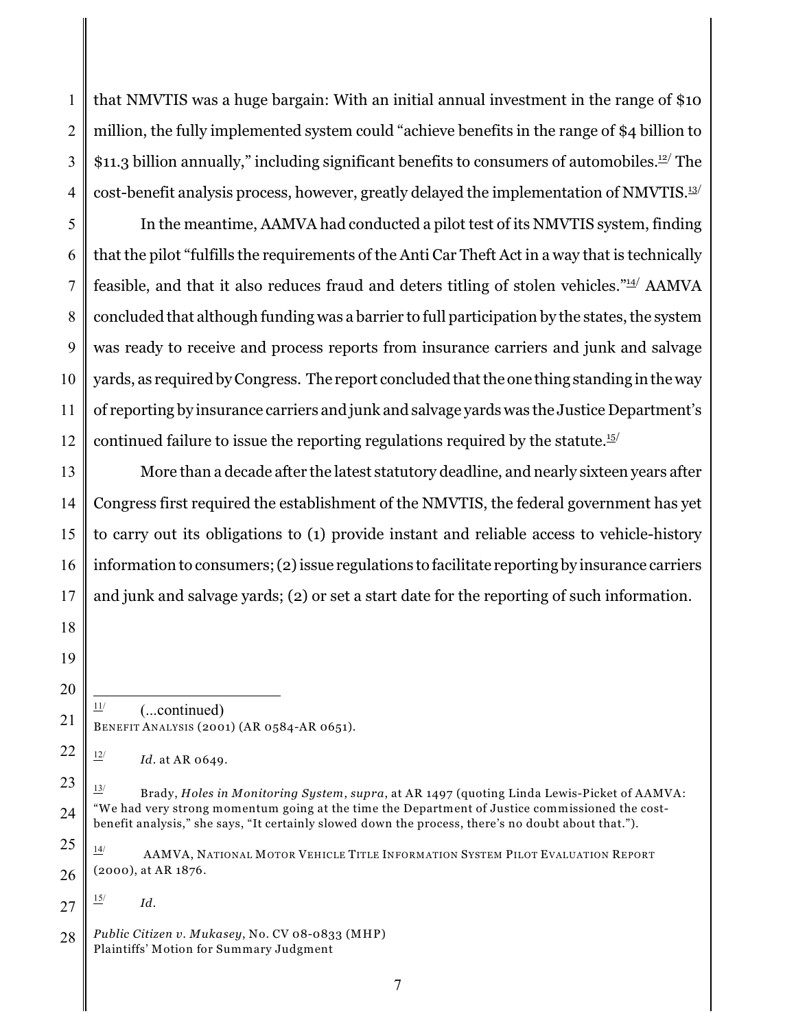that NMVTIS was a huge bargain: With an initial annual investment in the range of $10 million, the fully implemented system could "achieve benefits in the range of $4 billion to $11.3 billion annually," including significant benefits to consumers of automobiles.[12] The cost-benefit analysis process, however, greatly delayed the implementation of NMVTIS.[13]

In the meantime, AAMVA had conducted a pilot test of its NMVTIS system, finding that the pilot "fulfills the requirements of the Anti Car Theft Act in a way that is technically feasible, and that it also reduces fraud and deters titling of stolen vehicles."[14] AAMVA concluded that although funding was a barrier to full participation by the states, the system was ready to receive and process reports from insurance carriers and junk and salvage yards, as required by Congress. The report concluded that the one thing standing in the way of reporting by insurance carriers and junk and salvage yards was the Justice Department's continued failure to issue the reporting regulations required by the statute.[15]

More than a decade after the latest statutory deadline, and nearly sixteen years after Congress first required the establishment of the NMVTIS, the federal government has yet to carry out its obligations to (1) provide instant and reliable access to vehicle-history information to consumers; (2) issue regulations to facilitate reporting by insurance carriers and junk and salvage yards; (2) or set a start date for the reporting of such information.

---

[11] (...continued) BENEFIT ANALYSIS (2001) (AR 0584-AR 0651).

[12] *Id.* at AR 0649.

[13] Brady, *Holes in Monitoring System*, *supra*, at AR 1497 (quoting Linda Lewis-Picket of AAMVA: "We had very strong momentum going at the time the Department of Justice commissioned the cost-benefit analysis," she says, "It certainly slowed down the process, there's no doubt about that.").

[14] AAMVA, NATIONAL MOTOR VEHICLE TITLE INFORMATION SYSTEM PILOT EVALUATION REPORT (2000), at AR 1876.

[15] *Id.*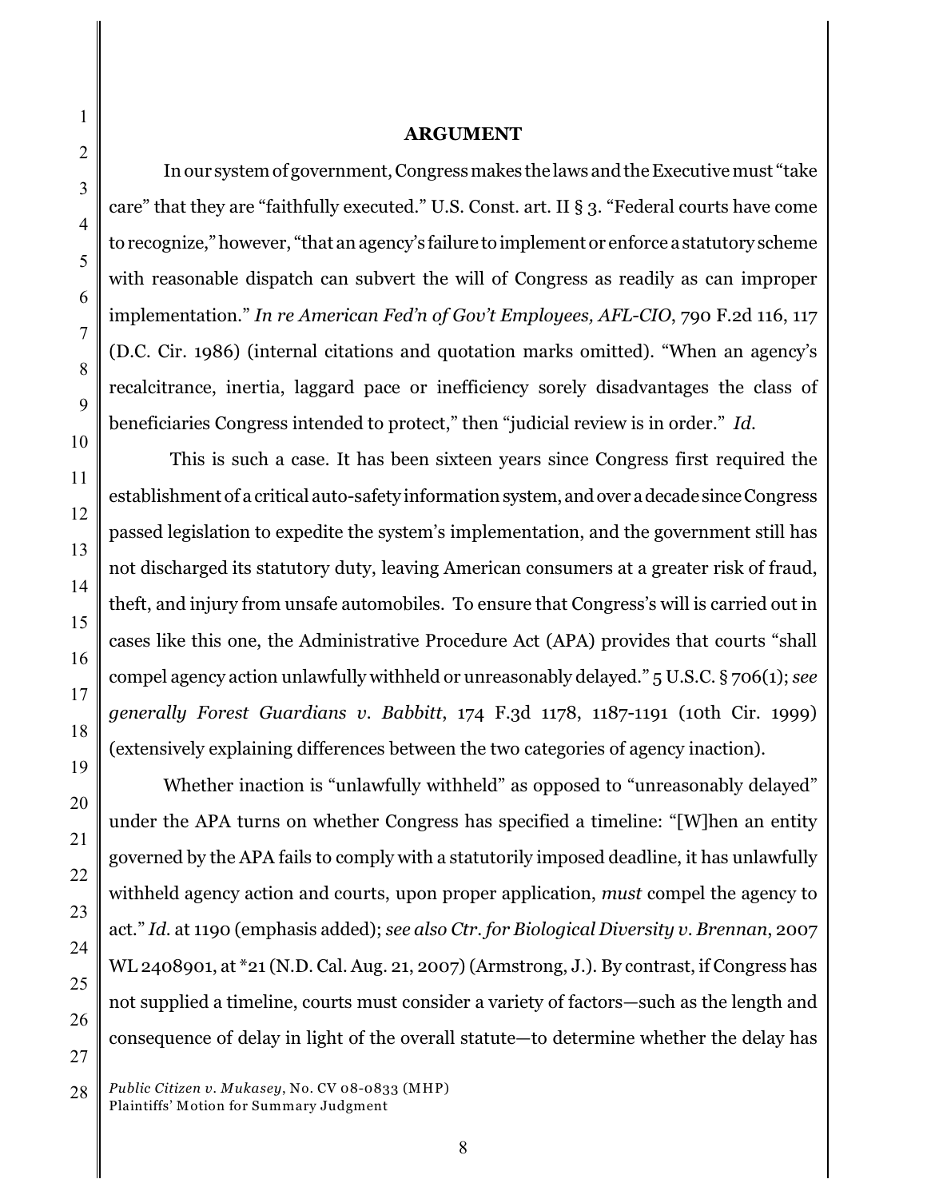## ARGUMENT

In our system of government, Congress makes the laws and the Executive must "take care" that they are "faithfully executed." U.S. Const. art. II § 3. "Federal courts have come to recognize," however, "that an agency's failure to implement or enforce a statutory scheme with reasonable dispatch can subvert the will of Congress as readily as can improper implementation." *In re American Fed'n of Gov't Employees, AFL-CIO*, 790 F.2d 116, 117 (D.C. Cir. 1986) (internal citations and quotation marks omitted). "When an agency's recalcitrance, inertia, laggard pace or inefficiency sorely disadvantages the class of beneficiaries Congress intended to protect," then "judicial review is in order." *Id.*

This is such a case. It has been sixteen years since Congress first required the establishment of a critical auto-safety information system, and over a decade since Congress passed legislation to expedite the system's implementation, and the government still has not discharged its statutory duty, leaving American consumers at a greater risk of fraud, theft, and injury from unsafe automobiles. To ensure that Congress's will is carried out in cases like this one, the Administrative Procedure Act (APA) provides that courts "shall compel agency action unlawfully withheld or unreasonably delayed." 5 U.S.C. § 706(1); *see generally Forest Guardians v. Babbitt*, 174 F.3d 1178, 1187-1191 (10th Cir. 1999) (extensively explaining differences between the two categories of agency inaction).

Whether inaction is "unlawfully withheld" as opposed to "unreasonably delayed" under the APA turns on whether Congress has specified a timeline: "[W]hen an entity governed by the APA fails to comply with a statutorily imposed deadline, it has unlawfully withheld agency action and courts, upon proper application, *must* compel the agency to act." *Id.* at 1190 (emphasis added); *see also Ctr. for Biological Diversity v. Brennan*, 2007 WL 2408901, at *21 (N.D. Cal. Aug. 21, 2007) (Armstrong, J.). By contrast, if Congress has not supplied a timeline, courts must consider a variety of factors—such as the length and consequence of delay in light of the overall statute—to determine whether the delay has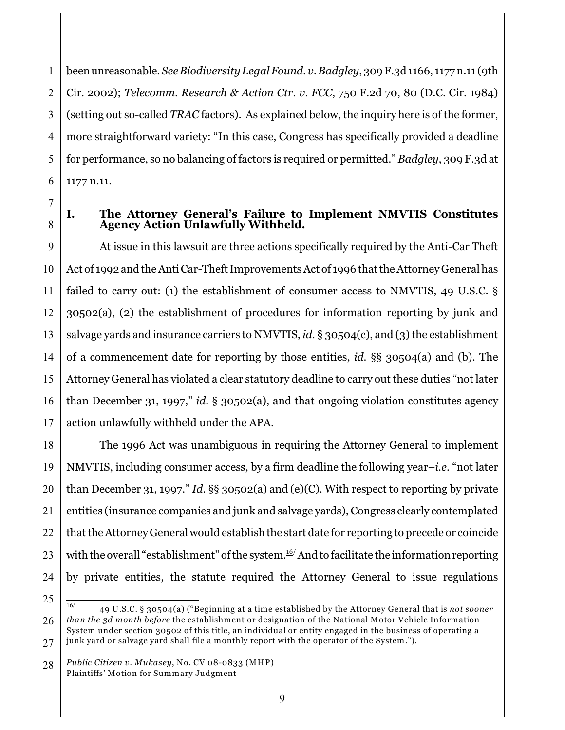been unreasonable. *See Biodiversity Legal Found. v. Badgley*, 309 F.3d 1166, 1177 n.11 (9th Cir. 2002); *Telecomm. Research & Action Ctr. v. FCC*, 750 F.2d 70, 80 (D.C. Cir. 1984) (setting out so-called *TRAC* factors). As explained below, the inquiry here is of the former, more straightforward variety: "In this case, Congress has specifically provided a deadline for performance, so no balancing of factors is required or permitted." *Badgley*, 309 F.3d at 1177 n.11.

## I. The Attorney General's Failure to Implement NMVTIS Constitutes Agency Action Unlawfully Withheld.

At issue in this lawsuit are three actions specifically required by the Anti-Car Theft Act of 1992 and the Anti Car-Theft Improvements Act of 1996 that the Attorney General has failed to carry out: (1) the establishment of consumer access to NMVTIS, 49 U.S.C. § 30502(a), (2) the establishment of procedures for information reporting by junk and salvage yards and insurance carriers to NMVTIS, *id.* § 30504(c), and (3) the establishment of a commencement date for reporting by those entities, *id.* §§ 30504(a) and (b). The Attorney General has violated a clear statutory deadline to carry out these duties "not later than December 31, 1997," *id.* § 30502(a), and that ongoing violation constitutes agency action unlawfully withheld under the APA.

The 1996 Act was unambiguous in requiring the Attorney General to implement NMVTIS, including consumer access, by a firm deadline the following year–*i.e.* "not later than December 31, 1997." *Id.* §§ 30502(a) and (e)(C). With respect to reporting by private entities (insurance companies and junk and salvage yards), Congress clearly contemplated that the Attorney General would establish the start date for reporting to precede or coincide with the overall "establishment" of the system.[16] And to facilitate the information reporting by private entities, the statute required the Attorney General to issue regulations

---

[16] 49 U.S.C. § 30504(a) ("Beginning at a time established by the Attorney General that is *not sooner than the 3d month before* the establishment or designation of the National Motor Vehicle Information System under section 30502 of this title, an individual or entity engaged in the business of operating a junk yard or salvage yard shall file a monthly report with the operator of the System.").

*Public Citizen v. Mukasey*, No. CV 08-0833 (MHP)
Plaintiffs' Motion for Summary Judgment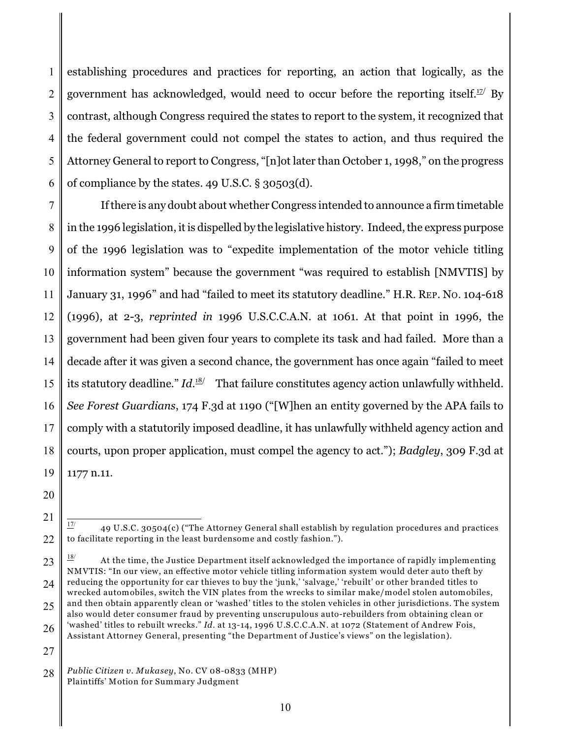establishing procedures and practices for reporting, an action that logically, as the government has acknowledged, would need to occur before the reporting itself.[17] By contrast, although Congress required the states to report to the system, it recognized that the federal government could not compel the states to action, and thus required the Attorney General to report to Congress, "[n]ot later than October 1, 1998," on the progress of compliance by the states. 49 U.S.C. § 30503(d).

If there is any doubt about whether Congress intended to announce a firm timetable in the 1996 legislation, it is dispelled by the legislative history. Indeed, the express purpose of the 1996 legislation was to "expedite implementation of the motor vehicle titling information system" because the government "was required to establish [NMVTIS] by January 31, 1996" and had "failed to meet its statutory deadline." H.R. REP. NO. 104-618 (1996), at 2-3, *reprinted in* 1996 U.S.C.C.A.N. at 1061. At that point in 1996, the government had been given four years to complete its task and had failed. More than a decade after it was given a second chance, the government has once again "failed to meet its statutory deadline." *Id.*[18] That failure constitutes agency action unlawfully withheld. *See Forest Guardians*, 174 F.3d at 1190 ("[W]hen an entity governed by the APA fails to comply with a statutorily imposed deadline, it has unlawfully withheld agency action and courts, upon proper application, must compel the agency to act."); *Badgley*, 309 F.3d at 1177 n.11.

---

[17] 49 U.S.C. 30504(c) ("The Attorney General shall establish by regulation procedures and practices to facilitate reporting in the least burdensome and costly fashion.").

[18] At the time, the Justice Department itself acknowledged the importance of rapidly implementing NMVTIS: "In our view, an effective motor vehicle titling information system would deter auto theft by reducing the opportunity for car thieves to buy the 'junk,' 'salvage,' 'rebuilt' or other branded titles to wrecked automobiles, switch the VIN plates from the wrecks to similar make/model stolen automobiles, and then obtain apparently clean or 'washed' titles to the stolen vehicles in other jurisdictions. The system also would deter consumer fraud by preventing unscrupulous auto-rebuilders from obtaining clean or 'washed' titles to rebuilt wrecks." *Id.* at 13-14, 1996 U.S.C.C.A.N. at 1072 (Statement of Andrew Fois, Assistant Attorney General, presenting "the Department of Justice's views" on the legislation).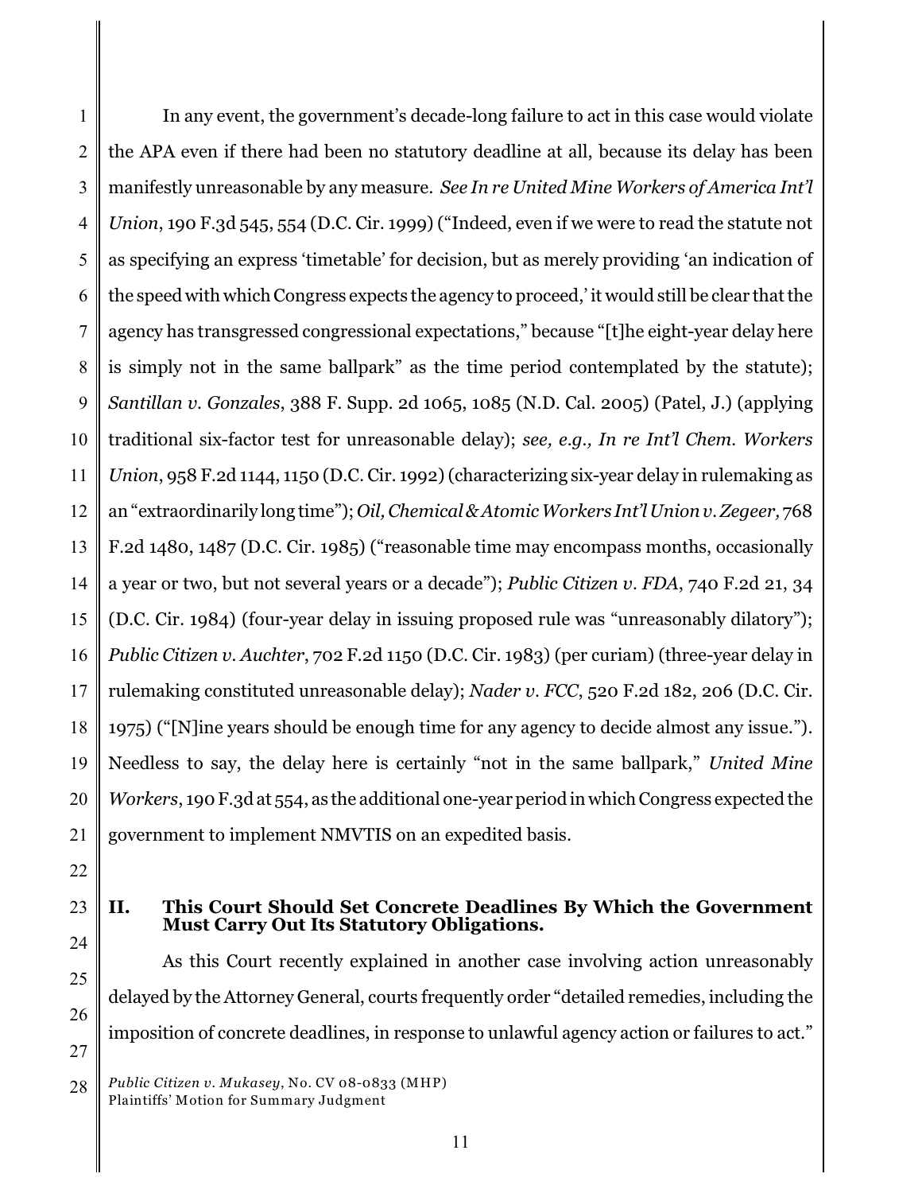In any event, the government's decade-long failure to act in this case would violate the APA even if there had been no statutory deadline at all, because its delay has been manifestly unreasonable by any measure. *See In re United Mine Workers of America Int'l Union*, 190 F.3d 545, 554 (D.C. Cir. 1999) ("Indeed, even if we were to read the statute not as specifying an express 'timetable' for decision, but as merely providing 'an indication of the speed with which Congress expects the agency to proceed,' it would still be clear that the agency has transgressed congressional expectations," because "[t]he eight-year delay here is simply not in the same ballpark" as the time period contemplated by the statute); *Santillan v. Gonzales*, 388 F. Supp. 2d 1065, 1085 (N.D. Cal. 2005) (Patel, J.) (applying traditional six-factor test for unreasonable delay); *see, e.g., In re Int'l Chem. Workers Union*, 958 F.2d 1144, 1150 (D.C. Cir. 1992) (characterizing six-year delay in rulemaking as an "extraordinarily long time"); *Oil, Chemical & Atomic Workers Int'l Union v. Zegeer,* 768 F.2d 1480, 1487 (D.C. Cir. 1985) ("reasonable time may encompass months, occasionally a year or two, but not several years or a decade"); *Public Citizen v. FDA*, 740 F.2d 21, 34 (D.C. Cir. 1984) (four-year delay in issuing proposed rule was "unreasonably dilatory"); *Public Citizen v. Auchter*, 702 F.2d 1150 (D.C. Cir. 1983) (per curiam) (three-year delay in rulemaking constituted unreasonable delay); *Nader v. FCC*, 520 F.2d 182, 206 (D.C. Cir. 1975) ("[N]ine years should be enough time for any agency to decide almost any issue."). Needless to say, the delay here is certainly "not in the same ballpark," *United Mine Workers*, 190 F.3d at 554, as the additional one-year period in which Congress expected the government to implement NMVTIS on an expedited basis.

## II. This Court Should Set Concrete Deadlines By Which the Government Must Carry Out Its Statutory Obligations.

As this Court recently explained in another case involving action unreasonably delayed by the Attorney General, courts frequently order "detailed remedies, including the imposition of concrete deadlines, in response to unlawful agency action or failures to act."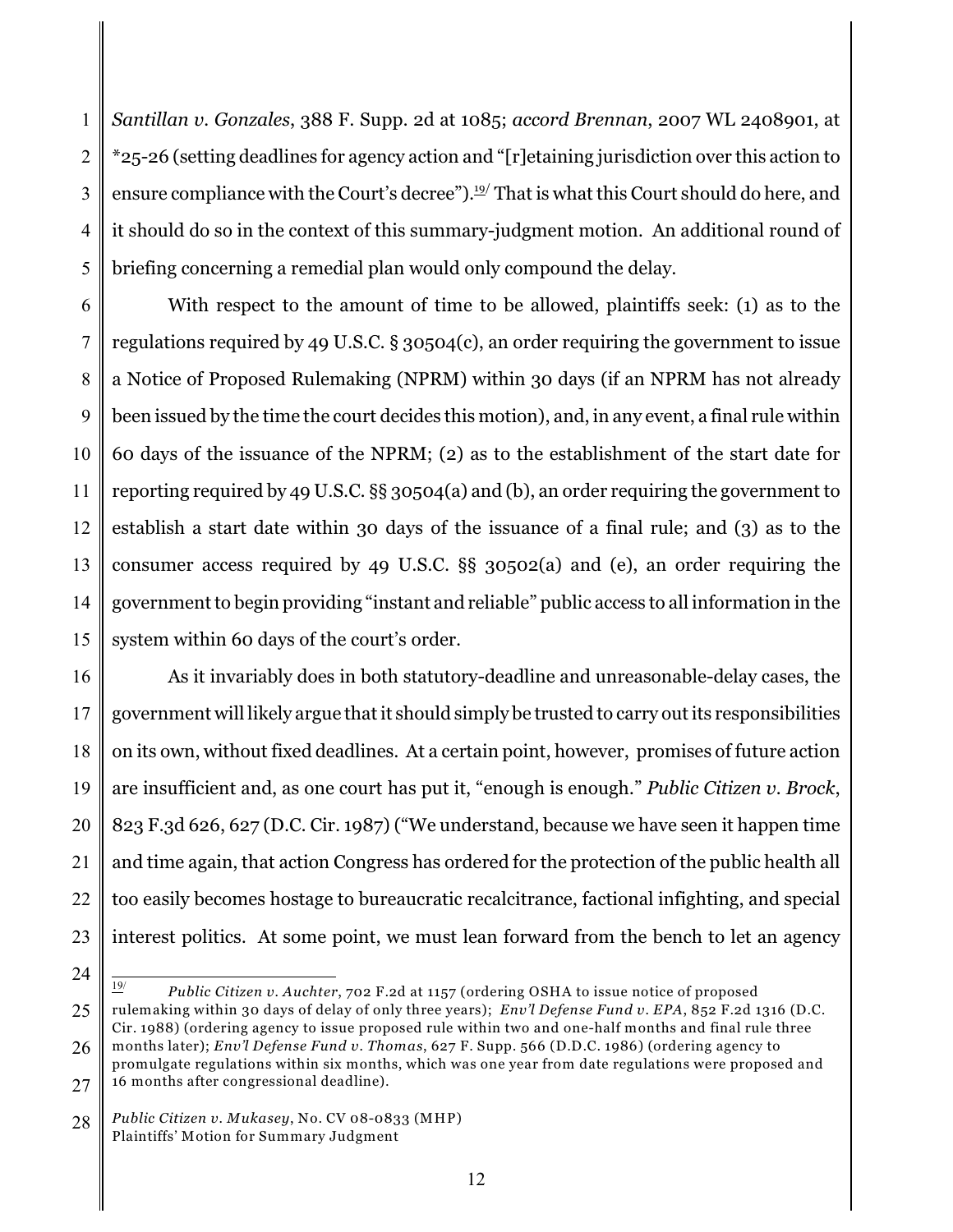*Santillan v. Gonzales*, 388 F. Supp. 2d at 1085; *accord Brennan*, 2007 WL 2408901, at *25-26 (setting deadlines for agency action and "[r]etaining jurisdiction over this action to ensure compliance with the Court's decree").[19] That is what this Court should do here, and it should do so in the context of this summary-judgment motion. An additional round of briefing concerning a remedial plan would only compound the delay.

With respect to the amount of time to be allowed, plaintiffs seek: (1) as to the regulations required by 49 U.S.C. § 30504(c), an order requiring the government to issue a Notice of Proposed Rulemaking (NPRM) within 30 days (if an NPRM has not already been issued by the time the court decides this motion), and, in any event, a final rule within 60 days of the issuance of the NPRM; (2) as to the establishment of the start date for reporting required by 49 U.S.C. §§ 30504(a) and (b), an order requiring the government to establish a start date within 30 days of the issuance of a final rule; and (3) as to the consumer access required by 49 U.S.C. §§ 30502(a) and (e), an order requiring the government to begin providing "instant and reliable" public access to all information in the system within 60 days of the court's order.

As it invariably does in both statutory-deadline and unreasonable-delay cases, the government will likely argue that it should simply be trusted to carry out its responsibilities on its own, without fixed deadlines. At a certain point, however, promises of future action are insufficient and, as one court has put it, "enough is enough." *Public Citizen v. Brock*, 823 F.3d 626, 627 (D.C. Cir. 1987) ("We understand, because we have seen it happen time and time again, that action Congress has ordered for the protection of the public health all too easily becomes hostage to bureaucratic recalcitrance, factional infighting, and special interest politics. At some point, we must lean forward from the bench to let an agency

---

[19] *Public Citizen v. Auchter*, 702 F.2d at 1157 (ordering OSHA to issue notice of proposed rulemaking within 30 days of delay of only three years); *Env'l Defense Fund v. EPA*, 852 F.2d 1316 (D.C. Cir. 1988) (ordering agency to issue proposed rule within two and one-half months and final rule three months later); *Env'l Defense Fund v. Thomas*, 627 F. Supp. 566 (D.D.C. 1986) (ordering agency to promulgate regulations within six months, which was one year from date regulations were proposed and 16 months after congressional deadline).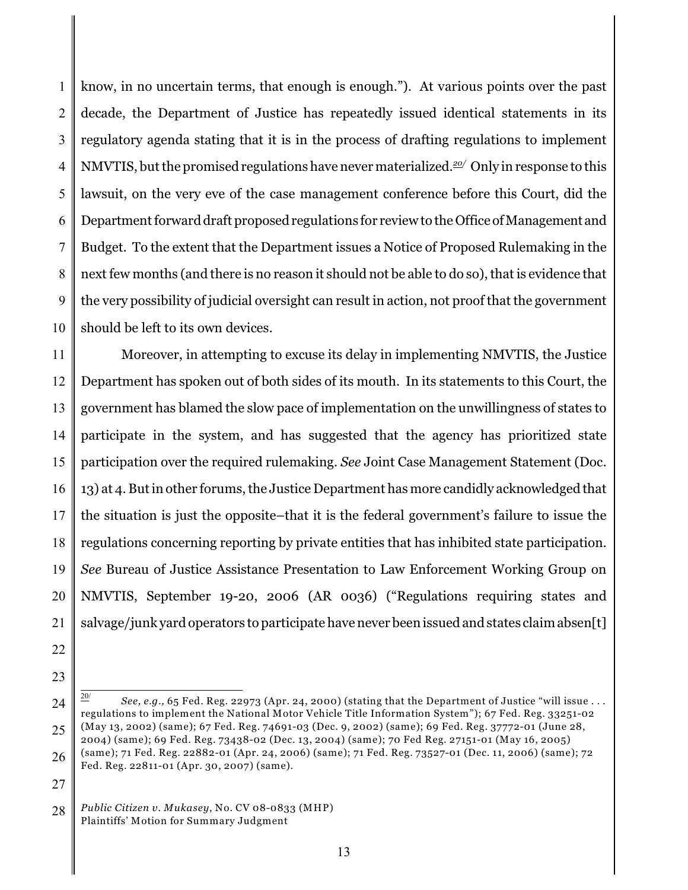know, in no uncertain terms, that enough is enough."). At various points over the past decade, the Department of Justice has repeatedly issued identical statements in its regulatory agenda stating that it is in the process of drafting regulations to implement NMVTIS, but the promised regulations have never materialized.[20] Only in response to this lawsuit, on the very eve of the case management conference before this Court, did the Department forward draft proposed regulations for review to the Office of Management and Budget. To the extent that the Department issues a Notice of Proposed Rulemaking in the next few months (and there is no reason it should not be able to do so), that is evidence that the very possibility of judicial oversight can result in action, not proof that the government should be left to its own devices.

Moreover, in attempting to excuse its delay in implementing NMVTIS, the Justice Department has spoken out of both sides of its mouth. In its statements to this Court, the government has blamed the slow pace of implementation on the unwillingness of states to participate in the system, and has suggested that the agency has prioritized state participation over the required rulemaking. *See* Joint Case Management Statement (Doc. 13) at 4. But in other forums, the Justice Department has more candidly acknowledged that the situation is just the opposite–that it is the federal government's failure to issue the regulations concerning reporting by private entities that has inhibited state participation. *See* Bureau of Justice Assistance Presentation to Law Enforcement Working Group on NMVTIS, September 19-20, 2006 (AR 0036) ("Regulations requiring states and salvage/junk yard operators to participate have never been issued and states claim absen[t]

---

[20] *See, e.g.,* 65 Fed. Reg. 22973 (Apr. 24, 2000) (stating that the Department of Justice "will issue . . . regulations to implement the National Motor Vehicle Title Information System"); 67 Fed. Reg. 33251-02 (May 13, 2002) (same); 67 Fed. Reg. 74691-03 (Dec. 9, 2002) (same); 69 Fed. Reg. 37772-01 (June 28, 2004) (same); 69 Fed. Reg. 73438-02 (Dec. 13, 2004) (same); 70 Fed Reg. 27151-01 (May 16, 2005) (same); 71 Fed. Reg. 22882-01 (Apr. 24, 2006) (same); 71 Fed. Reg. 73527-01 (Dec. 11, 2006) (same); 72 Fed. Reg. 22811-01 (Apr. 30, 2007) (same).

*Public Citizen v. Mukasey*, No. CV 08-0833 (MHP)
Plaintiffs' Motion for Summary Judgment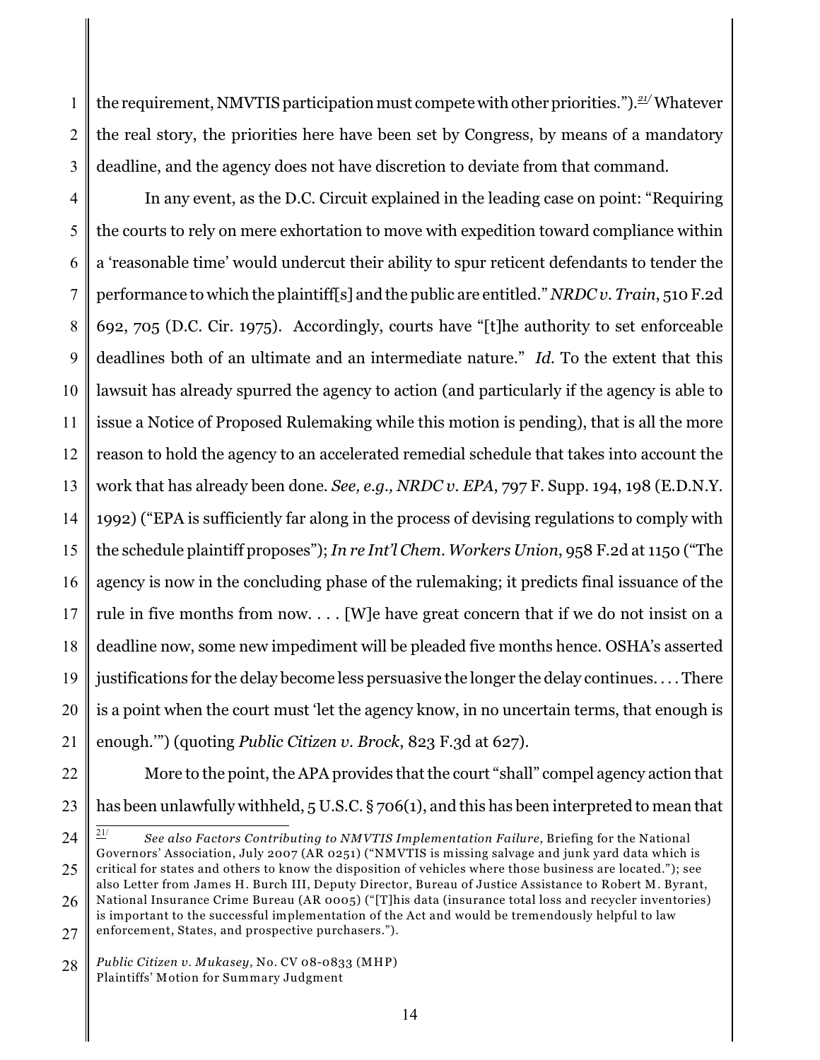the requirement, NMVTIS participation must compete with other priorities.").[21] Whatever the real story, the priorities here have been set by Congress, by means of a mandatory deadline, and the agency does not have discretion to deviate from that command.

In any event, as the D.C. Circuit explained in the leading case on point: "Requiring the courts to rely on mere exhortation to move with expedition toward compliance within a 'reasonable time' would undercut their ability to spur reticent defendants to tender the performance to which the plaintiff[s] and the public are entitled." *NRDC v. Train*, 510 F.2d 692, 705 (D.C. Cir. 1975). Accordingly, courts have "[t]he authority to set enforceable deadlines both of an ultimate and an intermediate nature." *Id.* To the extent that this lawsuit has already spurred the agency to action (and particularly if the agency is able to issue a Notice of Proposed Rulemaking while this motion is pending), that is all the more reason to hold the agency to an accelerated remedial schedule that takes into account the work that has already been done. *See, e.g., NRDC v. EPA*, 797 F. Supp. 194, 198 (E.D.N.Y. 1992) ("EPA is sufficiently far along in the process of devising regulations to comply with the schedule plaintiff proposes"); *In re Int'l Chem. Workers Union*, 958 F.2d at 1150 ("The agency is now in the concluding phase of the rulemaking; it predicts final issuance of the rule in five months from now. . . . [W]e have great concern that if we do not insist on a deadline now, some new impediment will be pleaded five months hence. OSHA's asserted justifications for the delay become less persuasive the longer the delay continues. . . . There is a point when the court must 'let the agency know, in no uncertain terms, that enough is enough.'") (quoting *Public Citizen v. Brock*, 823 F.3d at 627).

More to the point, the APA provides that the court "shall" compel agency action that has been unlawfully withheld, 5 U.S.C. § 706(1), and this has been interpreted to mean that

---

[21] *See also Factors Contributing to NMVTIS Implementation Failure*, Briefing for the National Governors' Association, July 2007 (AR 0251) ("NMVTIS is missing salvage and junk yard data which is critical for states and others to know the disposition of vehicles where those business are located."); see also Letter from James H. Burch III, Deputy Director, Bureau of Justice Assistance to Robert M. Byrant, National Insurance Crime Bureau (AR 0005) ("[T]his data (insurance total loss and recycler inventories) is important to the successful implementation of the Act and would be tremendously helpful to law enforcement, States, and prospective purchasers.").

*Public Citizen v. Mukasey*, No. CV 08-0833 (MHP)
Plaintiffs' Motion for Summary Judgment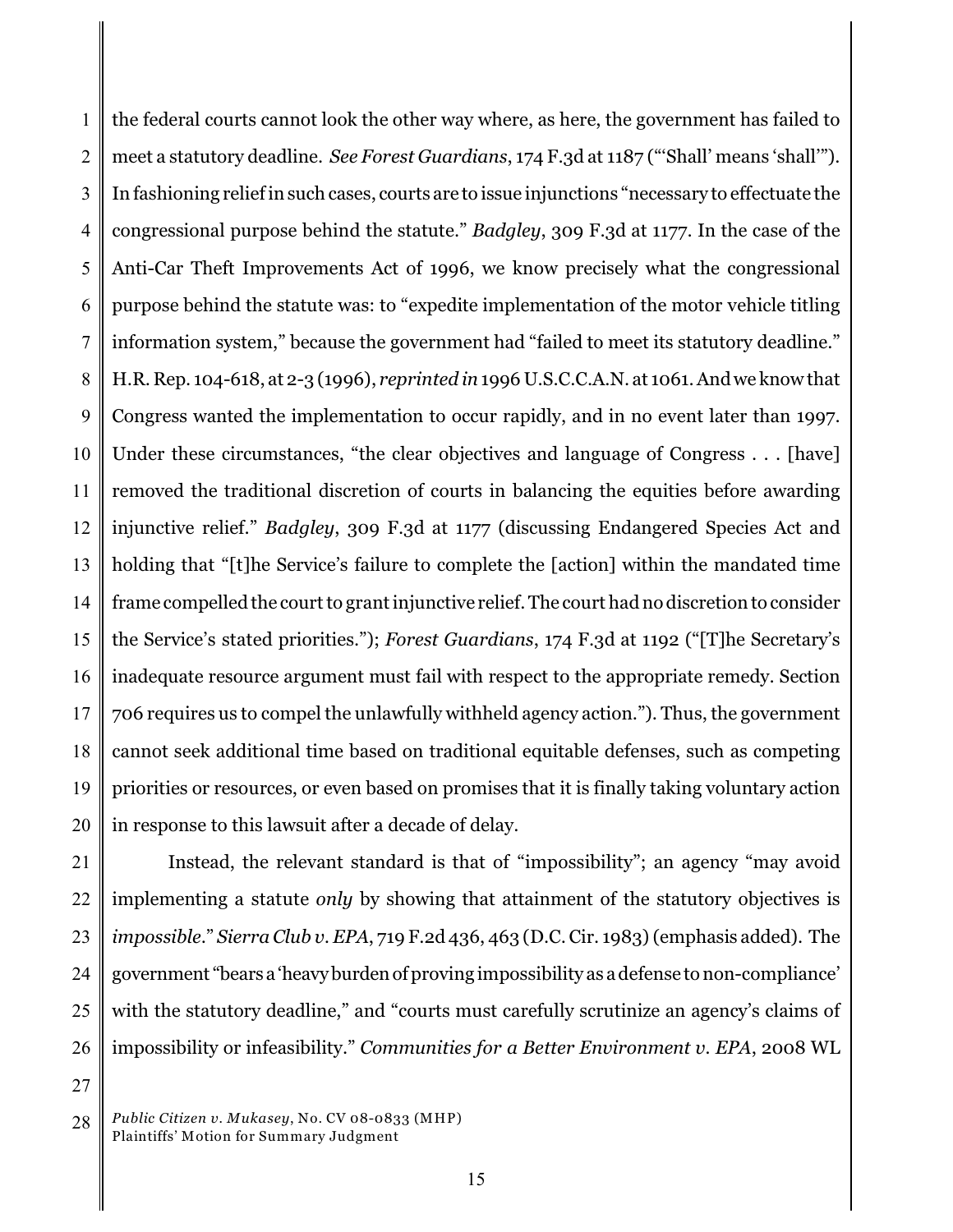the federal courts cannot look the other way where, as here, the government has failed to meet a statutory deadline. *See Forest Guardians*, 174 F.3d at 1187 ("'Shall' means 'shall'"). In fashioning relief in such cases, courts are to issue injunctions "necessary to effectuate the congressional purpose behind the statute." *Badgley*, 309 F.3d at 1177. In the case of the Anti-Car Theft Improvements Act of 1996, we know precisely what the congressional purpose behind the statute was: to "expedite implementation of the motor vehicle titling information system," because the government had "failed to meet its statutory deadline." H.R. Rep. 104-618, at 2-3 (1996), *reprinted in* 1996 U.S.C.C.A.N. at 1061. And we know that Congress wanted the implementation to occur rapidly, and in no event later than 1997. Under these circumstances, "the clear objectives and language of Congress . . . [have] removed the traditional discretion of courts in balancing the equities before awarding injunctive relief." *Badgley*, 309 F.3d at 1177 (discussing Endangered Species Act and holding that "[t]he Service's failure to complete the [action] within the mandated time frame compelled the court to grant injunctive relief. The court had no discretion to consider the Service's stated priorities."); *Forest Guardians*, 174 F.3d at 1192 ("[T]he Secretary's inadequate resource argument must fail with respect to the appropriate remedy. Section 706 requires us to compel the unlawfully withheld agency action."). Thus, the government cannot seek additional time based on traditional equitable defenses, such as competing priorities or resources, or even based on promises that it is finally taking voluntary action in response to this lawsuit after a decade of delay.

Instead, the relevant standard is that of "impossibility"; an agency "may avoid implementing a statute *only* by showing that attainment of the statutory objectives is *impossible*." *Sierra Club v. EPA*, 719 F.2d 436, 463 (D.C. Cir. 1983) (emphasis added). The government "bears a 'heavy burden of proving impossibility as a defense to non-compliance' with the statutory deadline," and "courts must carefully scrutinize an agency's claims of impossibility or infeasibility." *Communities for a Better Environment v. EPA*, 2008 WL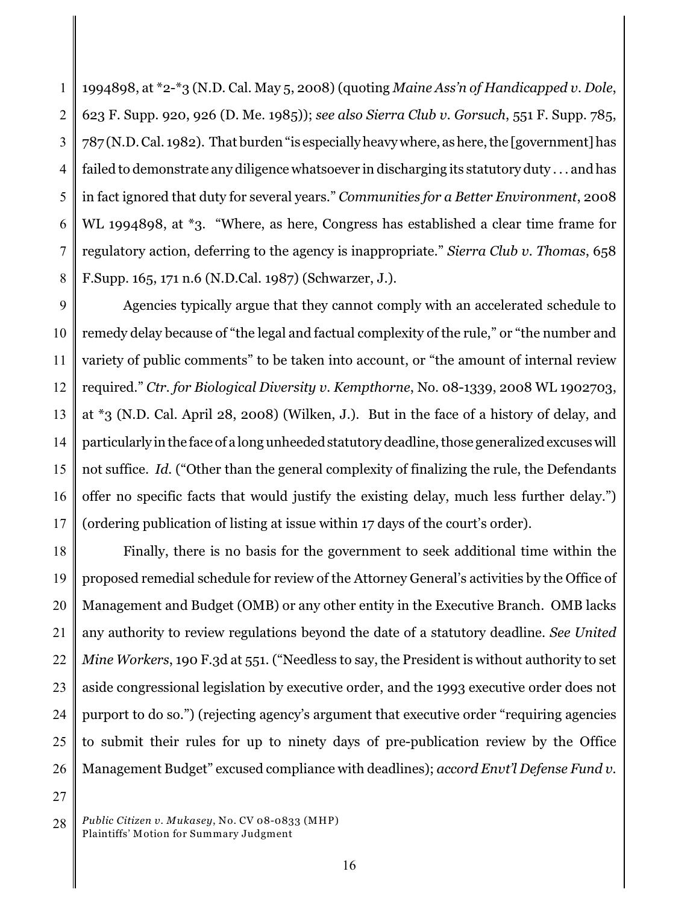1994898, at *2-*3 (N.D. Cal. May 5, 2008) (quoting *Maine Ass'n of Handicapped v. Dole*, 623 F. Supp. 920, 926 (D. Me. 1985)); *see also Sierra Club v. Gorsuch*, 551 F. Supp. 785, 787 (N.D. Cal. 1982). That burden "is especially heavy where, as here, the [government] has failed to demonstrate any diligence whatsoever in discharging its statutory duty . . . and has in fact ignored that duty for several years." *Communities for a Better Environment*, 2008 WL 1994898, at *3. "Where, as here, Congress has established a clear time frame for regulatory action, deferring to the agency is inappropriate." *Sierra Club v. Thomas*, 658 F.Supp. 165, 171 n.6 (N.D.Cal. 1987) (Schwarzer, J.).

Agencies typically argue that they cannot comply with an accelerated schedule to remedy delay because of "the legal and factual complexity of the rule," or "the number and variety of public comments" to be taken into account, or "the amount of internal review required." *Ctr. for Biological Diversity v. Kempthorne*, No. 08-1339, 2008 WL 1902703, at *3 (N.D. Cal. April 28, 2008) (Wilken, J.). But in the face of a history of delay, and particularly in the face of a long unheeded statutory deadline, those generalized excuses will not suffice. *Id.* ("Other than the general complexity of finalizing the rule, the Defendants offer no specific facts that would justify the existing delay, much less further delay.") (ordering publication of listing at issue within 17 days of the court's order).

Finally, there is no basis for the government to seek additional time within the proposed remedial schedule for review of the Attorney General's activities by the Office of Management and Budget (OMB) or any other entity in the Executive Branch. OMB lacks any authority to review regulations beyond the date of a statutory deadline. *See United Mine Workers*, 190 F.3d at 551. ("Needless to say, the President is without authority to set aside congressional legislation by executive order, and the 1993 executive order does not purport to do so.") (rejecting agency's argument that executive order "requiring agencies to submit their rules for up to ninety days of pre-publication review by the Office Management Budget" excused compliance with deadlines); *accord Envt'l Defense Fund v.*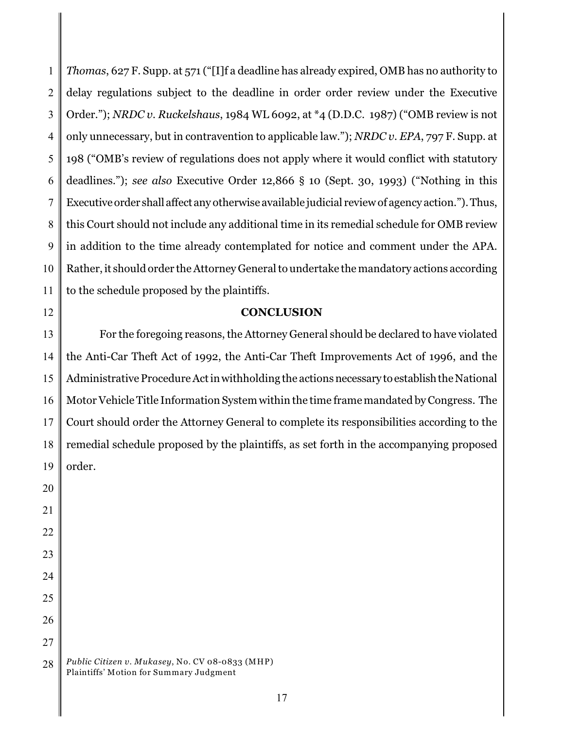*Thomas*, 627 F. Supp. at 571 ("[I]f a deadline has already expired, OMB has no authority to delay regulations subject to the deadline in order order review under the Executive Order."); *NRDC v. Ruckelshaus*, 1984 WL 6092, at *4 (D.D.C. 1987) ("OMB review is not only unnecessary, but in contravention to applicable law."); *NRDC v. EPA*, 797 F. Supp. at 198 ("OMB's review of regulations does not apply where it would conflict with statutory deadlines."); *see also* Executive Order 12,866 § 10 (Sept. 30, 1993) ("Nothing in this Executive order shall affect any otherwise available judicial review of agency action."). Thus, this Court should not include any additional time in its remedial schedule for OMB review in addition to the time already contemplated for notice and comment under the APA. Rather, it should order the Attorney General to undertake the mandatory actions according to the schedule proposed by the plaintiffs.

**CONCLUSION**

For the foregoing reasons, the Attorney General should be declared to have violated the Anti-Car Theft Act of 1992, the Anti-Car Theft Improvements Act of 1996, and the Administrative Procedure Act in withholding the actions necessary to establish the National Motor Vehicle Title Information System within the time frame mandated by Congress. The Court should order the Attorney General to complete its responsibilities according to the remedial schedule proposed by the plaintiffs, as set forth in the accompanying proposed order.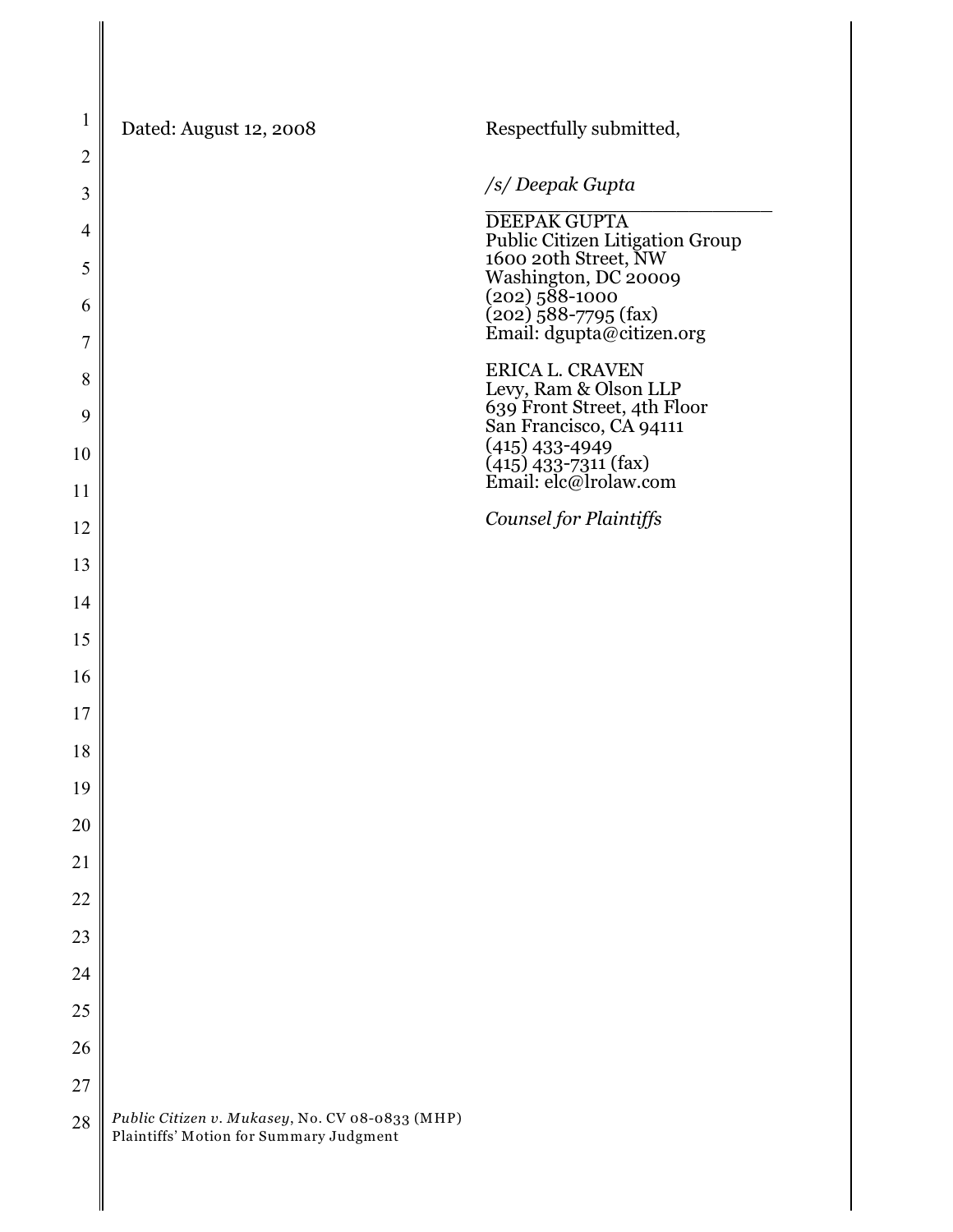Dated: August 12, 2008

Respectfully submitted,

*/s/ Deepak Gupta*

DEEPAK GUPTA
Public Citizen Litigation Group
1600 20th Street, NW
Washington, DC 20009
(202) 588-1000
(202) 588-7795 (fax)
Email: dgupta@citizen.org

ERICA L. CRAVEN
Levy, Ram & Olson LLP
639 Front Street, 4th Floor
San Francisco, CA 94111
(415) 433-4949
(415) 433-7311 (fax)
Email: elc@lrolaw.com

*Counsel for Plaintiffs*